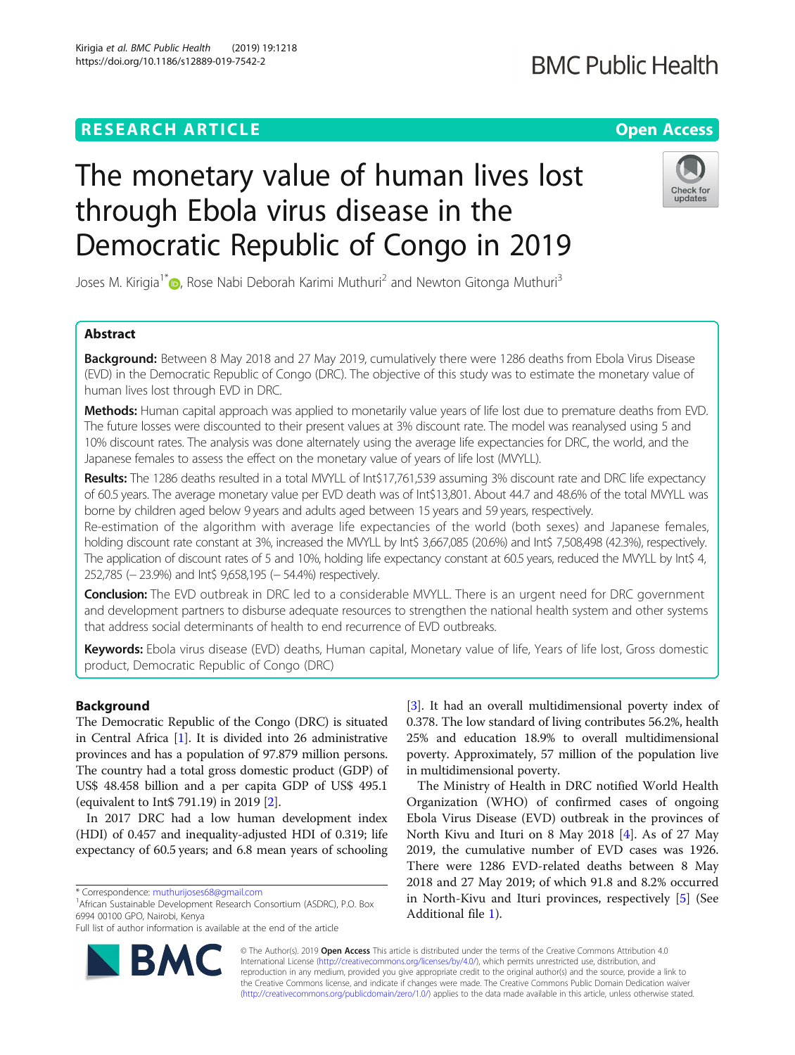RESEARCH ARTICLE

Open Access

# The monetary value of human lives lost through Ebola virus disease in the Democratic Republic of Congo in 2019

Joses M. Kirigia[1*], Rose Nabi Deborah Karimi Muthuri[2] and Newton Gitonga Muthuri[3]

## Abstract

**Background:** Between 8 May 2018 and 27 May 2019, cumulatively there were 1286 deaths from Ebola Virus Disease (EVD) in the Democratic Republic of Congo (DRC). The objective of this study was to estimate the monetary value of human lives lost through EVD in DRC.

**Methods:** Human capital approach was applied to monetarily value years of life lost due to premature deaths from EVD. The future losses were discounted to their present values at 3% discount rate. The model was reanalysed using 5 and 10% discount rates. The analysis was done alternately using the average life expectancies for DRC, the world, and the Japanese females to assess the effect on the monetary value of years of life lost (MVYLL).

**Results:** The 1286 deaths resulted in a total MVYLL of Int$17,761,539 assuming 3% discount rate and DRC life expectancy of 60.5 years. The average monetary value per EVD death was of Int$13,801. About 44.7 and 48.6% of the total MVYLL was borne by children aged below 9 years and adults aged between 15 years and 59 years, respectively.

Re-estimation of the algorithm with average life expectancies of the world (both sexes) and Japanese females, holding discount rate constant at 3%, increased the MVYLL by Int$ 3,667,085 (20.6%) and Int$ 7,508,498 (42.3%), respectively. The application of discount rates of 5 and 10%, holding life expectancy constant at 60.5 years, reduced the MVYLL by Int$ 4, 252,785 (− 23.9%) and Int$ 9,658,195 (− 54.4%) respectively.

**Conclusion:** The EVD outbreak in DRC led to a considerable MVYLL. There is an urgent need for DRC government and development partners to disburse adequate resources to strengthen the national health system and other systems that address social determinants of health to end recurrence of EVD outbreaks.

**Keywords:** Ebola virus disease (EVD) deaths, Human capital, Monetary value of life, Years of life lost, Gross domestic product, Democratic Republic of Congo (DRC)

## Background

The Democratic Republic of the Congo (DRC) is situated in Central Africa [1]. It is divided into 26 administrative provinces and has a population of 97.879 million persons. The country had a total gross domestic product (GDP) of US$ 48.458 billion and a per capita GDP of US$ 495.1 (equivalent to Int$ 791.19) in 2019 [2].

In 2017 DRC had a low human development index (HDI) of 0.457 and inequality-adjusted HDI of 0.319; life expectancy of 60.5 years; and 6.8 mean years of schooling [3]. It had an overall multidimensional poverty index of 0.378. The low standard of living contributes 56.2%, health 25% and education 18.9% to overall multidimensional poverty. Approximately, 57 million of the population live in multidimensional poverty.

The Ministry of Health in DRC notified World Health Organization (WHO) of confirmed cases of ongoing Ebola Virus Disease (EVD) outbreak in the provinces of North Kivu and Ituri on 8 May 2018 [4]. As of 27 May 2019, the cumulative number of EVD cases was 1926. There were 1286 EVD-related deaths between 8 May 2018 and 27 May 2019; of which 91.8 and 8.2% occurred in North-Kivu and Ituri provinces, respectively [5] (See Additional file 1).

* Correspondence: muthurijoses68@gmail.com
[1]African Sustainable Development Research Consortium (ASDRC), P.O. Box 6994 00100 GPO, Nairobi, Kenya
Full list of author information is available at the end of the article

© The Author(s). 2019 **Open Access** This article is distributed under the terms of the Creative Commons Attribution 4.0 International License (http://creativecommons.org/licenses/by/4.0/), which permits unrestricted use, distribution, and reproduction in any medium, provided you give appropriate credit to the original author(s) and the source, provide a link to the Creative Commons license, and indicate if changes were made. The Creative Commons Public Domain Dedication waiver (http://creativecommons.org/publicdomain/zero/1.0/) applies to the data made available in this article, unless otherwise stated.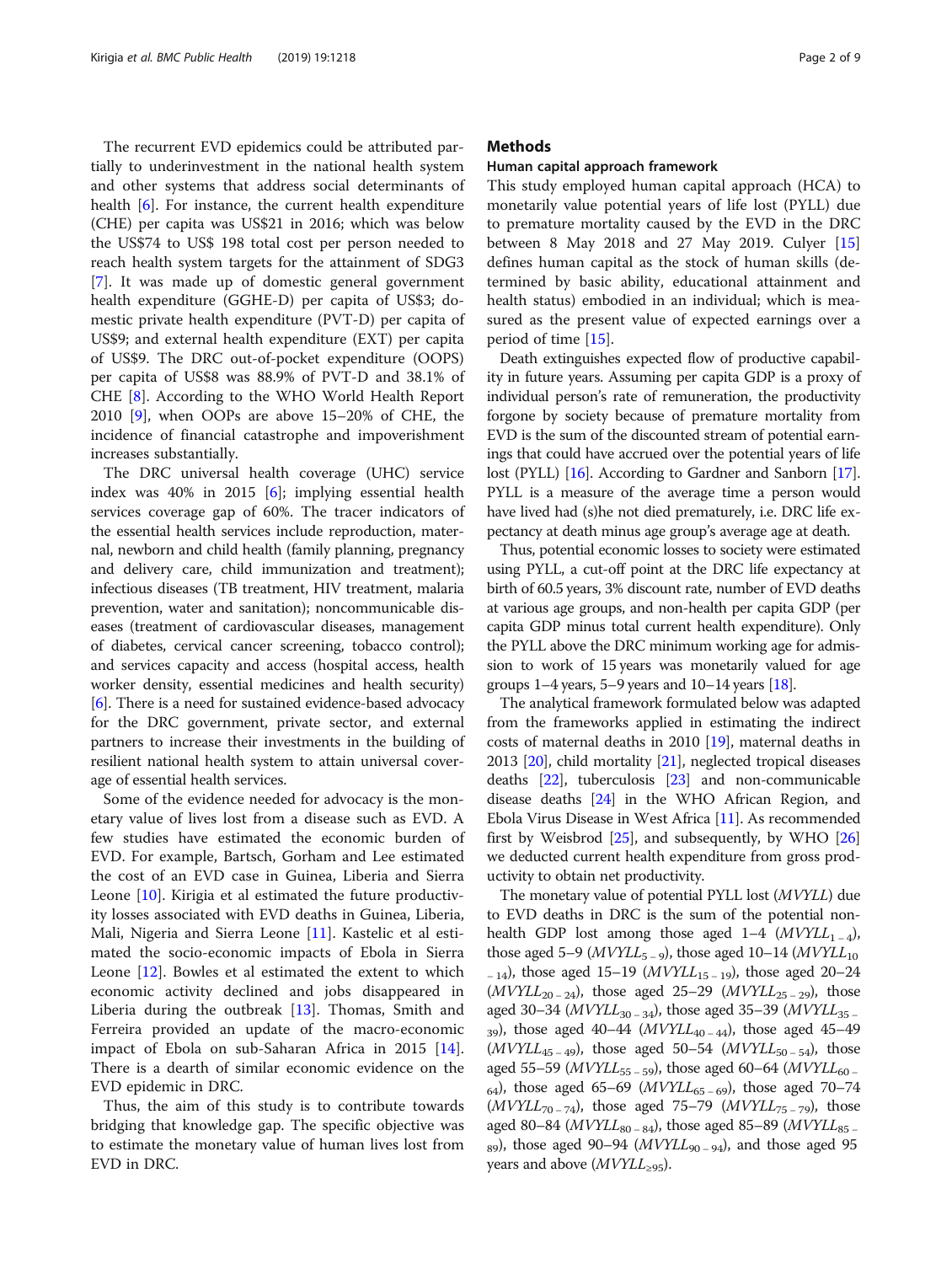The recurrent EVD epidemics could be attributed partially to underinvestment in the national health system and other systems that address social determinants of health [6]. For instance, the current health expenditure (CHE) per capita was US$21 in 2016; which was below the US$74 to US$ 198 total cost per person needed to reach health system targets for the attainment of SDG3 [7]. It was made up of domestic general government health expenditure (GGHE-D) per capita of US$3; domestic private health expenditure (PVT-D) per capita of US$9; and external health expenditure (EXT) per capita of US$9. The DRC out-of-pocket expenditure (OOPS) per capita of US$8 was 88.9% of PVT-D and 38.1% of CHE [8]. According to the WHO World Health Report 2010 [9], when OOPs are above 15–20% of CHE, the incidence of financial catastrophe and impoverishment increases substantially.

The DRC universal health coverage (UHC) service index was 40% in 2015 [6]; implying essential health services coverage gap of 60%. The tracer indicators of the essential health services include reproduction, maternal, newborn and child health (family planning, pregnancy and delivery care, child immunization and treatment); infectious diseases (TB treatment, HIV treatment, malaria prevention, water and sanitation); noncommunicable diseases (treatment of cardiovascular diseases, management of diabetes, cervical cancer screening, tobacco control); and services capacity and access (hospital access, health worker density, essential medicines and health security) [6]. There is a need for sustained evidence-based advocacy for the DRC government, private sector, and external partners to increase their investments in the building of resilient national health system to attain universal coverage of essential health services.

Some of the evidence needed for advocacy is the monetary value of lives lost from a disease such as EVD. A few studies have estimated the economic burden of EVD. For example, Bartsch, Gorham and Lee estimated the cost of an EVD case in Guinea, Liberia and Sierra Leone [10]. Kirigia et al estimated the future productivity losses associated with EVD deaths in Guinea, Liberia, Mali, Nigeria and Sierra Leone [11]. Kastelic et al estimated the socio-economic impacts of Ebola in Sierra Leone [12]. Bowles et al estimated the extent to which economic activity declined and jobs disappeared in Liberia during the outbreak [13]. Thomas, Smith and Ferreira provided an update of the macro-economic impact of Ebola on sub-Saharan Africa in 2015 [14]. There is a dearth of similar economic evidence on the EVD epidemic in DRC.

Thus, the aim of this study is to contribute towards bridging that knowledge gap. The specific objective was to estimate the monetary value of human lives lost from EVD in DRC.

## Methods

### Human capital approach framework

This study employed human capital approach (HCA) to monetarily value potential years of life lost (PYLL) due to premature mortality caused by the EVD in the DRC between 8 May 2018 and 27 May 2019. Culyer [15] defines human capital as the stock of human skills (determined by basic ability, educational attainment and health status) embodied in an individual; which is measured as the present value of expected earnings over a period of time [15].

Death extinguishes expected flow of productive capability in future years. Assuming per capita GDP is a proxy of individual person's rate of remuneration, the productivity forgone by society because of premature mortality from EVD is the sum of the discounted stream of potential earnings that could have accrued over the potential years of life lost (PYLL) [16]. According to Gardner and Sanborn [17]. PYLL is a measure of the average time a person would have lived had (s)he not died prematurely, i.e. DRC life expectancy at death minus age group's average age at death.

Thus, potential economic losses to society were estimated using PYLL, a cut-off point at the DRC life expectancy at birth of 60.5 years, 3% discount rate, number of EVD deaths at various age groups, and non-health per capita GDP (per capita GDP minus total current health expenditure). Only the PYLL above the DRC minimum working age for admission to work of 15 years was monetarily valued for age groups 1–4 years, 5–9 years and 10–14 years [18].

The analytical framework formulated below was adapted from the frameworks applied in estimating the indirect costs of maternal deaths in 2010 [19], maternal deaths in 2013 [20], child mortality [21], neglected tropical diseases deaths [22], tuberculosis [23] and non-communicable disease deaths [24] in the WHO African Region, and Ebola Virus Disease in West Africa [11]. As recommended first by Weisbrod [25], and subsequently, by WHO [26] we deducted current health expenditure from gross productivity to obtain net productivity.

The monetary value of potential PYLL lost ($MVYLL$) due to EVD deaths in DRC is the sum of the potential non-health GDP lost among those aged 1–4 ($MVYLL_{1-4}$), those aged 5–9 ($MVYLL_{5-9}$), those aged 10–14 ($MVYLL_{10-14}$), those aged 15–19 ($MVYLL_{15-19}$), those aged 20–24 ($MVYLL_{20-24}$), those aged 25–29 ($MVYLL_{25-29}$), those aged 30–34 ($MVYLL_{30-34}$), those aged 35–39 ($MVYLL_{35-39}$), those aged 40–44 ($MVYLL_{40-44}$), those aged 45–49 ($MVYLL_{45-49}$), those aged 50–54 ($MVYLL_{50-54}$), those aged 55–59 ($MVYLL_{55-59}$), those aged 60–64 ($MVYLL_{60-64}$), those aged 65–69 ($MVYLL_{65-69}$), those aged 70–74 ($MVYLL_{70-74}$), those aged 75–79 ($MVYLL_{75-79}$), those aged 80–84 ($MVYLL_{80-84}$), those aged 85–89 ($MVYLL_{85-89}$), those aged 90–94 ($MVYLL_{90-94}$), and those aged 95 years and above ($MVYLL_{\geq 95}$).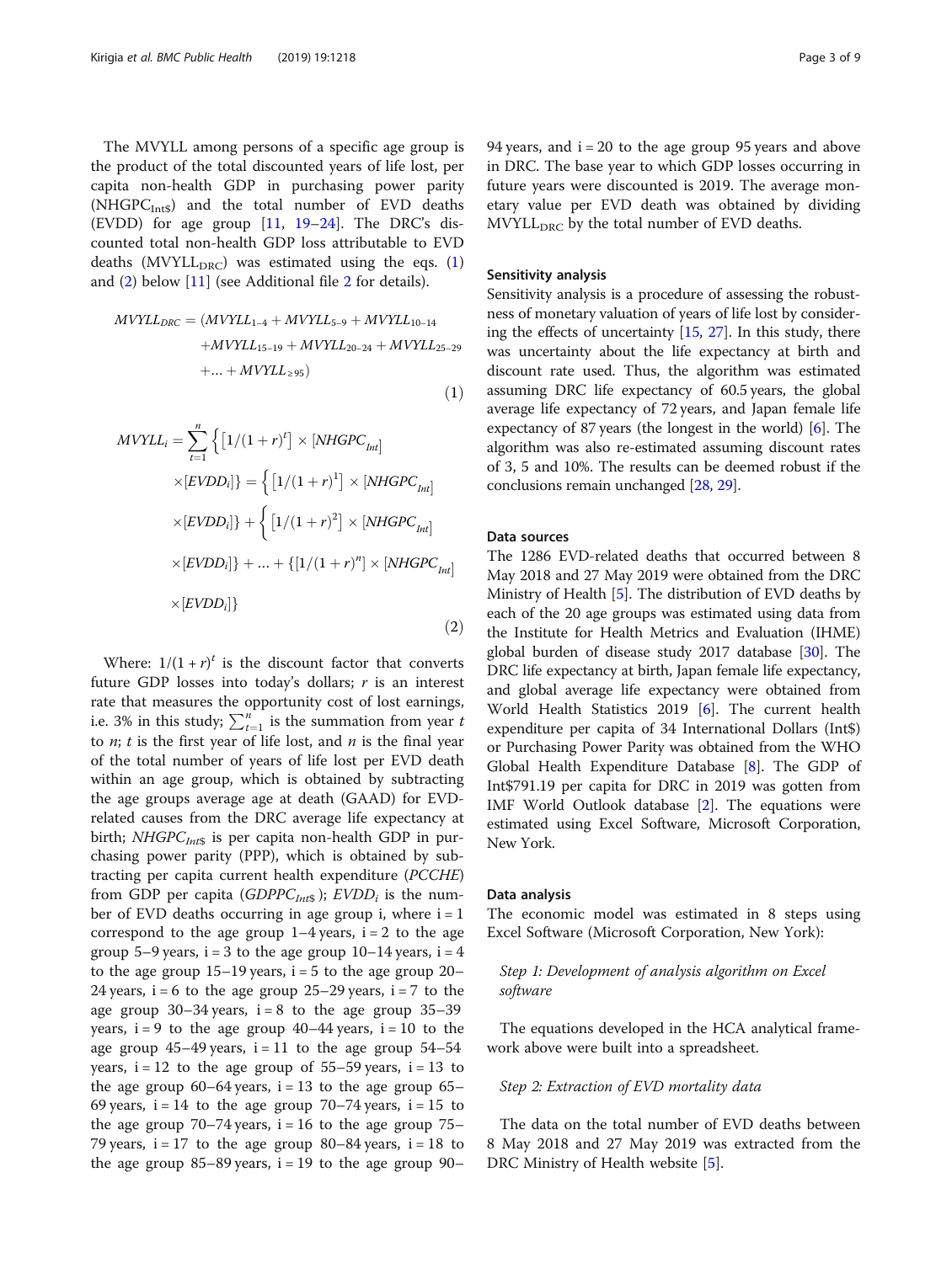The MVYLL among persons of a specific age group is the product of the total discounted years of life lost, per capita non-health GDP in purchasing power parity ($NHGPC_{Int\$}$) and the total number of EVD deaths (EVDD) for age group [11, 19–24]. The DRC's discounted total non-health GDP loss attributable to EVD deaths ($MVYLL_{DRC}$) was estimated using the eqs. (1) and (2) below [11] (see Additional file 2 for details).

$$MVYLL_{DRC} = (MVYLL_{1-4} + MVYLL_{5-9} + MVYLL_{10-14} + MVYLL_{15-19} + MVYLL_{20-24} + MVYLL_{25-29} + \ldots + MVYLL_{\geq 95}) \tag{1}$$

$$MVYLL_i = \sum_{t=1}^{n} \left\{ \left[1/(1+r)^t\right] \times \left[NHGPC_{Int}\right] \times [EVDD_i] \right\} = \left\{ \left[1/(1+r)^1\right] \times \left[NHGPC_{Int}\right] \times [EVDD_i] \right\} + \left\{ \left[1/(1+r)^2\right] \times \left[NHGPC_{Int}\right] \times [EVDD_i] \right\} + \ldots + \left\{ \left[1/(1+r)^n\right] \times \left[NHGPC_{Int}\right] \times [EVDD_i] \right\} \tag{2}$$

Where: $1/(1+r)^t$ is the discount factor that converts future GDP losses into today's dollars; $r$ is an interest rate that measures the opportunity cost of lost earnings, i.e. 3% in this study; $\sum_{t=1}^{n}$ is the summation from year $t$ to $n$; $t$ is the first year of life lost, and $n$ is the final year of the total number of years of life lost per EVD death within an age group, which is obtained by subtracting the age groups average age at death (GAAD) for EVD-related causes from the DRC average life expectancy at birth; $NHGPC_{Int\$}$ is per capita non-health GDP in purchasing power parity (PPP), which is obtained by subtracting per capita current health expenditure (*PCCHE*) from GDP per capita ($GDPPC_{Int\$}$); $EVDD_i$ is the number of EVD deaths occurring in age group i, where i = 1 correspond to the age group 1–4 years, i = 2 to the age group 5–9 years, i = 3 to the age group 10–14 years, i = 4 to the age group 15–19 years, i = 5 to the age group 20–24 years, i = 6 to the age group 25–29 years, i = 7 to the age group 30–34 years, i = 8 to the age group 35–39 years, i = 9 to the age group 40–44 years, i = 10 to the age group 45–49 years, i = 11 to the age group 54–54 years, i = 12 to the age group of 55–59 years, i = 13 to the age group 60–64 years, i = 13 to the age group 65–69 years, i = 14 to the age group 70–74 years, i = 15 to the age group 70–74 years, i = 16 to the age group 75–79 years, i = 17 to the age group 80–84 years, i = 18 to the age group 85–89 years, i = 19 to the age group 90–94 years, and i = 20 to the age group 95 years and above in DRC. The base year to which GDP losses occurring in future years were discounted is 2019. The average monetary value per EVD death was obtained by dividing $MVYLL_{DRC}$ by the total number of EVD deaths.

### Sensitivity analysis

Sensitivity analysis is a procedure of assessing the robustness of monetary valuation of years of life lost by considering the effects of uncertainty [15, 27]. In this study, there was uncertainty about the life expectancy at birth and discount rate used. Thus, the algorithm was estimated assuming DRC life expectancy of 60.5 years, the global average life expectancy of 72 years, and Japan female life expectancy of 87 years (the longest in the world) [6]. The algorithm was also re-estimated assuming discount rates of 3, 5 and 10%. The results can be deemed robust if the conclusions remain unchanged [28, 29].

### Data sources

The 1286 EVD-related deaths that occurred between 8 May 2018 and 27 May 2019 were obtained from the DRC Ministry of Health [5]. The distribution of EVD deaths by each of the 20 age groups was estimated using data from the Institute for Health Metrics and Evaluation (IHME) global burden of disease study 2017 database [30]. The DRC life expectancy at birth, Japan female life expectancy, and global average life expectancy were obtained from World Health Statistics 2019 [6]. The current health expenditure per capita of 34 International Dollars (Int$) or Purchasing Power Parity was obtained from the WHO Global Health Expenditure Database [8]. The GDP of Int$791.19 per capita for DRC in 2019 was gotten from IMF World Outlook database [2]. The equations were estimated using Excel Software, Microsoft Corporation, New York.

### Data analysis

The economic model was estimated in 8 steps using Excel Software (Microsoft Corporation, New York):

*Step 1: Development of analysis algorithm on Excel software*

The equations developed in the HCA analytical framework above were built into a spreadsheet.

*Step 2: Extraction of EVD mortality data*

The data on the total number of EVD deaths between 8 May 2018 and 27 May 2019 was extracted from the DRC Ministry of Health website [5].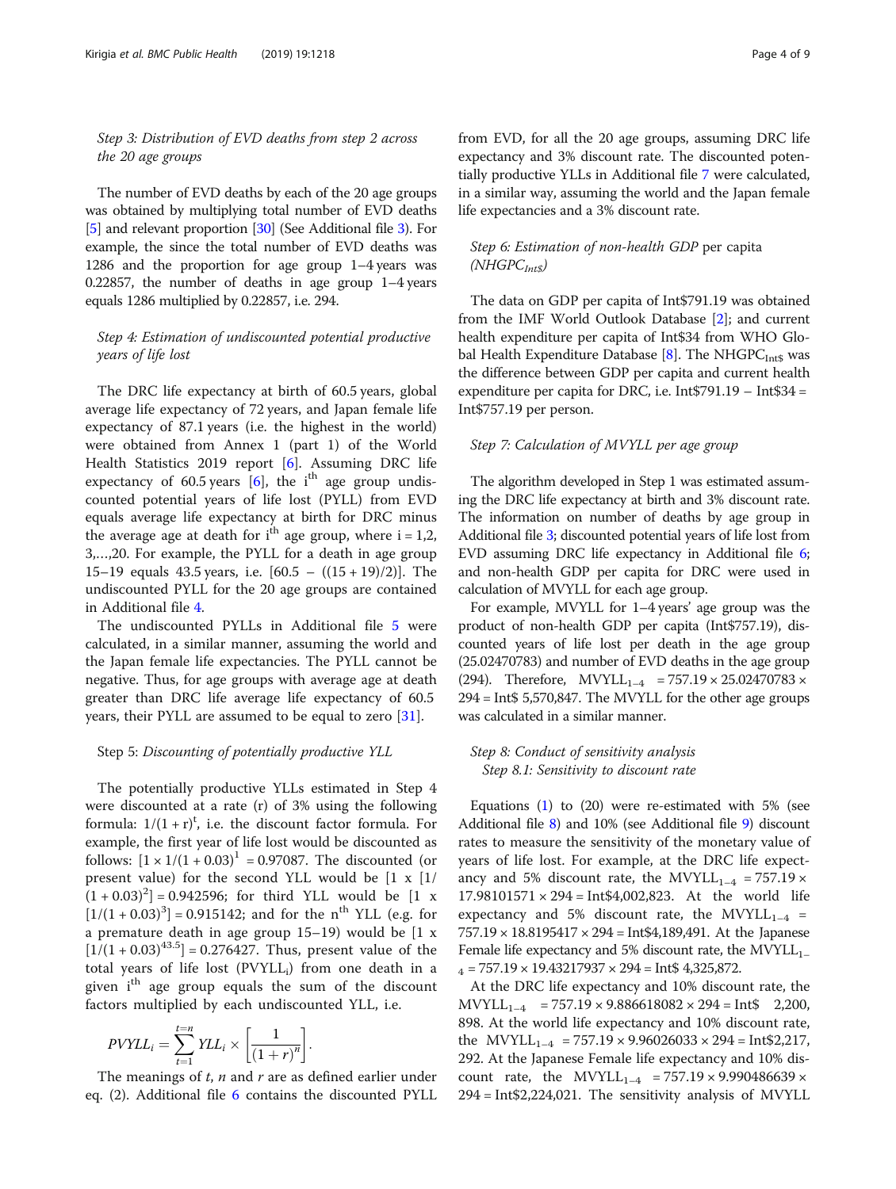### *Step 3: Distribution of EVD deaths from step 2 across the 20 age groups*

The number of EVD deaths by each of the 20 age groups was obtained by multiplying total number of EVD deaths [5] and relevant proportion [30] (See Additional file 3). For example, the since the total number of EVD deaths was 1286 and the proportion for age group 1–4 years was 0.22857, the number of deaths in age group 1–4 years equals 1286 multiplied by 0.22857, i.e. 294.

### *Step 4: Estimation of undiscounted potential productive years of life lost*

The DRC life expectancy at birth of 60.5 years, global average life expectancy of 72 years, and Japan female life expectancy of 87.1 years (i.e. the highest in the world) were obtained from Annex 1 (part 1) of the World Health Statistics 2019 report [6]. Assuming DRC life expectancy of 60.5 years [6], the $i^{th}$ age group undiscounted potential years of life lost (PYLL) from EVD equals average life expectancy at birth for DRC minus the average age at death for $i^{th}$ age group, where i = 1,2, 3,…,20. For example, the PYLL for a death in age group 15–19 equals 43.5 years, i.e. [60.5 − ((15 + 19)/2)]. The undiscounted PYLL for the 20 age groups are contained in Additional file 4.

The undiscounted PYLLs in Additional file 5 were calculated, in a similar manner, assuming the world and the Japan female life expectancies. The PYLL cannot be negative. Thus, for age groups with average age at death greater than DRC life average life expectancy of 60.5 years, their PYLL are assumed to be equal to zero [31].

### Step 5: *Discounting of potentially productive YLL*

The potentially productive YLLs estimated in Step 4 were discounted at a rate (r) of 3% using the following formula: $1/(1 + r)^t$, i.e. the discount factor formula. For example, the first year of life lost would be discounted as follows: $[1 \times 1/(1 + 0.03)^1 = 0.97087$. The discounted (or present value) for the second YLL would be $[1 \times [1/(1 + 0.03)^2] = 0.942596$; for third YLL would be $[1 \times [1/(1 + 0.03)^3] = 0.915142$; and for the $n^{th}$ YLL (e.g. for a premature death in age group 15–19) would be $[1 \times [1/(1 + 0.03)^{43.5}] = 0.276427$. Thus, present value of the total years of life lost ($PVYLL_i$) from one death in a given $i^{th}$ age group equals the sum of the discount factors multiplied by each undiscounted YLL, i.e.

$$PVYLL_i = \sum_{t=1}^{t=n} YLL_i \times \left[\frac{1}{(1+r)^n}\right].$$

The meanings of *t*, *n* and *r* are as defined earlier under eq. (2). Additional file 6 contains the discounted PYLL from EVD, for all the 20 age groups, assuming DRC life expectancy and 3% discount rate. The discounted potentially productive YLLs in Additional file 7 were calculated, in a similar way, assuming the world and the Japan female life expectancies and a 3% discount rate.

### *Step 6: Estimation of non-health GDP* per capita *($NHGPC_{Int\$}$)*

The data on GDP per capita of Int$791.19 was obtained from the IMF World Outlook Database [2]; and current health expenditure per capita of Int$34 from WHO Global Health Expenditure Database [8]. The $NHGPC_{Int\$}$ was the difference between GDP per capita and current health expenditure per capita for DRC, i.e. Int$791.19 − Int$34 = Int$757.19 per person.

### *Step 7: Calculation of MVYLL per age group*

The algorithm developed in Step 1 was estimated assuming the DRC life expectancy at birth and 3% discount rate. The information on number of deaths by age group in Additional file 3; discounted potential years of life lost from EVD assuming DRC life expectancy in Additional file 6; and non-health GDP per capita for DRC were used in calculation of MVYLL for each age group.

For example, MVYLL for 1–4 years' age group was the product of non-health GDP per capita (Int$757.19), discounted years of life lost per death in the age group (25.02470783) and number of EVD deaths in the age group (294). Therefore, $MVYLL_{1-4}$ = 757.19 × 25.02470783 × 294 = Int$ 5,570,847. The MVYLL for the other age groups was calculated in a similar manner.

### *Step 8: Conduct of sensitivity analysis*

#### *Step 8.1: Sensitivity to discount rate*

Equations (1) to (20) were re-estimated with 5% (see Additional file 8) and 10% (see Additional file 9) discount rates to measure the sensitivity of the monetary value of years of life lost. For example, at the DRC life expectancy and 5% discount rate, the $MVYLL_{1-4}$ = 757.19 × 17.98101571 × 294 = Int$4,002,823. At the world life expectancy and 5% discount rate, the $MVYLL_{1-4}$ = 757.19 × 18.8195417 × 294 = Int$4,189,491. At the Japanese Female life expectancy and 5% discount rate, the $MVYLL_{1-4}$ = 757.19 × 19.43217937 × 294 = Int$ 4,325,872.

At the DRC life expectancy and 10% discount rate, the $MVYLL_{1-4}$ = 757.19 × 9.886618082 × 294 = Int$ 2,200,898. At the world life expectancy and 10% discount rate, the $MVYLL_{1-4}$ = 757.19 × 9.96026033 × 294 = Int$2,217,292. At the Japanese Female life expectancy and 10% discount rate, the $MVYLL_{1-4}$ = 757.19 × 9.990486639 × 294 = Int$2,224,021. The sensitivity analysis of MVYLL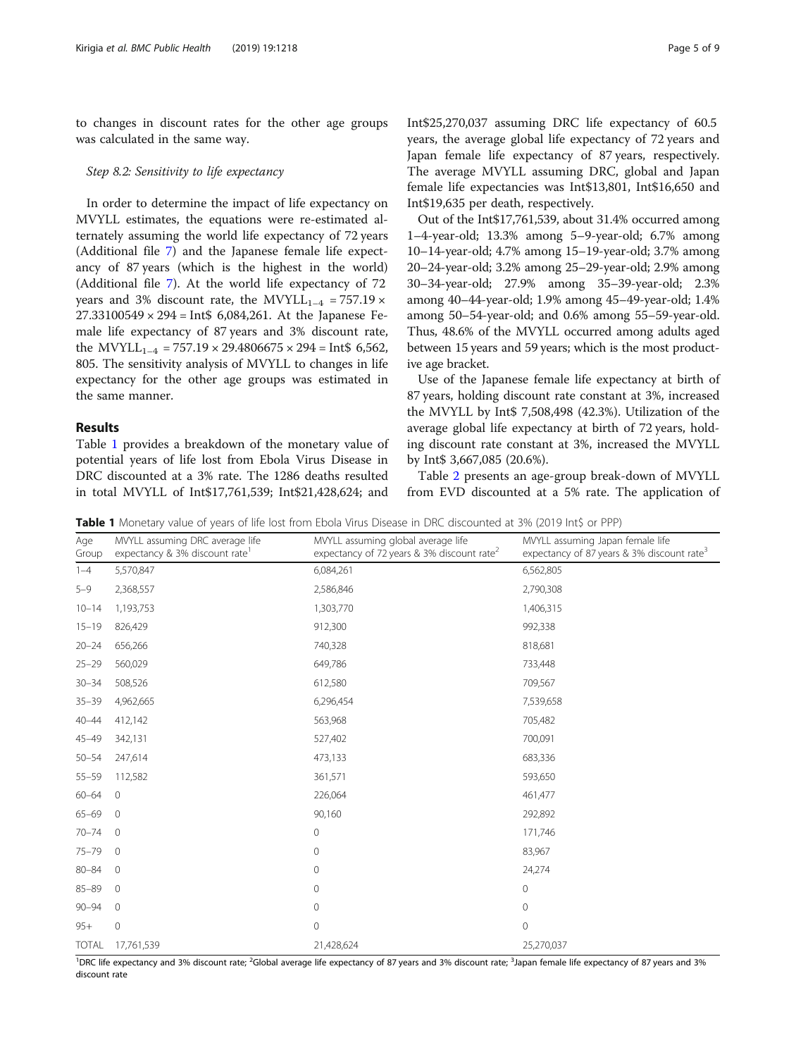to changes in discount rates for the other age groups was calculated in the same way.

*Step 8.2: Sensitivity to life expectancy*

In order to determine the impact of life expectancy on MVYLL estimates, the equations were re-estimated alternately assuming the world life expectancy of 72 years (Additional file 7) and the Japanese female life expectancy of 87 years (which is the highest in the world) (Additional file 7). At the world life expectancy of 72 years and 3% discount rate, the $MVYLL_{1-4}$ = 757.19 × 27.33100549 × 294 = Int$ 6,084,261. At the Japanese Female life expectancy of 87 years and 3% discount rate, the $MVYLL_{1-4}$ = 757.19 × 29.4806675 × 294 = Int$ 6,562, 805. The sensitivity analysis of MVYLL to changes in life expectancy for the other age groups was estimated in the same manner.

## Results

Table 1 provides a breakdown of the monetary value of potential years of life lost from Ebola Virus Disease in DRC discounted at a 3% rate. The 1286 deaths resulted in total MVYLL of Int$17,761,539; Int$21,428,624; and Int$25,270,037 assuming DRC life expectancy of 60.5 years, the average global life expectancy of 72 years and Japan female life expectancy of 87 years, respectively. The average MVYLL assuming DRC, global and Japan female life expectancies was Int$13,801, Int$16,650 and Int$19,635 per death, respectively.

Out of the Int$17,761,539, about 31.4% occurred among 1–4-year-old; 13.3% among 5–9-year-old; 6.7% among 10–14-year-old; 4.7% among 15–19-year-old; 3.7% among 20–24-year-old; 3.2% among 25–29-year-old; 2.9% among 30–34-year-old; 27.9% among 35–39-year-old; 2.3% among 40–44-year-old; 1.9% among 45–49-year-old; 1.4% among 50–54-year-old; and 0.6% among 55–59-year-old. Thus, 48.6% of the MVYLL occurred among adults aged between 15 years and 59 years; which is the most productive age bracket.

Use of the Japanese female life expectancy at birth of 87 years, holding discount rate constant at 3%, increased the MVYLL by Int$ 7,508,498 (42.3%). Utilization of the average global life expectancy at birth of 72 years, holding discount rate constant at 3%, increased the MVYLL by Int$ 3,667,085 (20.6%).

Table 2 presents an age-group break-down of MVYLL from EVD discounted at a 5% rate. The application of

**Table 1** Monetary value of years of life lost from Ebola Virus Disease in DRC discounted at 3% (2019 Int$ or PPP)

| Age Group | MVYLL assuming DRC average life expectancy & 3% discount rate[1] | MVYLL assuming global average life expectancy of 72 years & 3% discount rate[2] | MVYLL assuming Japan female life expectancy of 87 years & 3% discount rate[3] |
|---|---|---|---|
| 1–4 | 5,570,847 | 6,084,261 | 6,562,805 |
| 5–9 | 2,368,557 | 2,586,846 | 2,790,308 |
| 10–14 | 1,193,753 | 1,303,770 | 1,406,315 |
| 15–19 | 826,429 | 912,300 | 992,338 |
| 20–24 | 656,266 | 740,328 | 818,681 |
| 25–29 | 560,029 | 649,786 | 733,448 |
| 30–34 | 508,526 | 612,580 | 709,567 |
| 35–39 | 4,962,665 | 6,296,454 | 7,539,658 |
| 40–44 | 412,142 | 563,968 | 705,482 |
| 45–49 | 342,131 | 527,402 | 700,091 |
| 50–54 | 247,614 | 473,133 | 683,336 |
| 55–59 | 112,582 | 361,571 | 593,650 |
| 60–64 | 0 | 226,064 | 461,477 |
| 65–69 | 0 | 90,160 | 292,892 |
| 70–74 | 0 | 0 | 171,746 |
| 75–79 | 0 | 0 | 83,967 |
| 80–84 | 0 | 0 | 24,274 |
| 85–89 | 0 | 0 | 0 |
| 90–94 | 0 | 0 | 0 |
| 95+ | 0 | 0 | 0 |
| TOTAL | 17,761,539 | 21,428,624 | 25,270,037 |

[1]DRC life expectancy and 3% discount rate; [2]Global average life expectancy of 87 years and 3% discount rate; [3]Japan female life expectancy of 87 years and 3% discount rate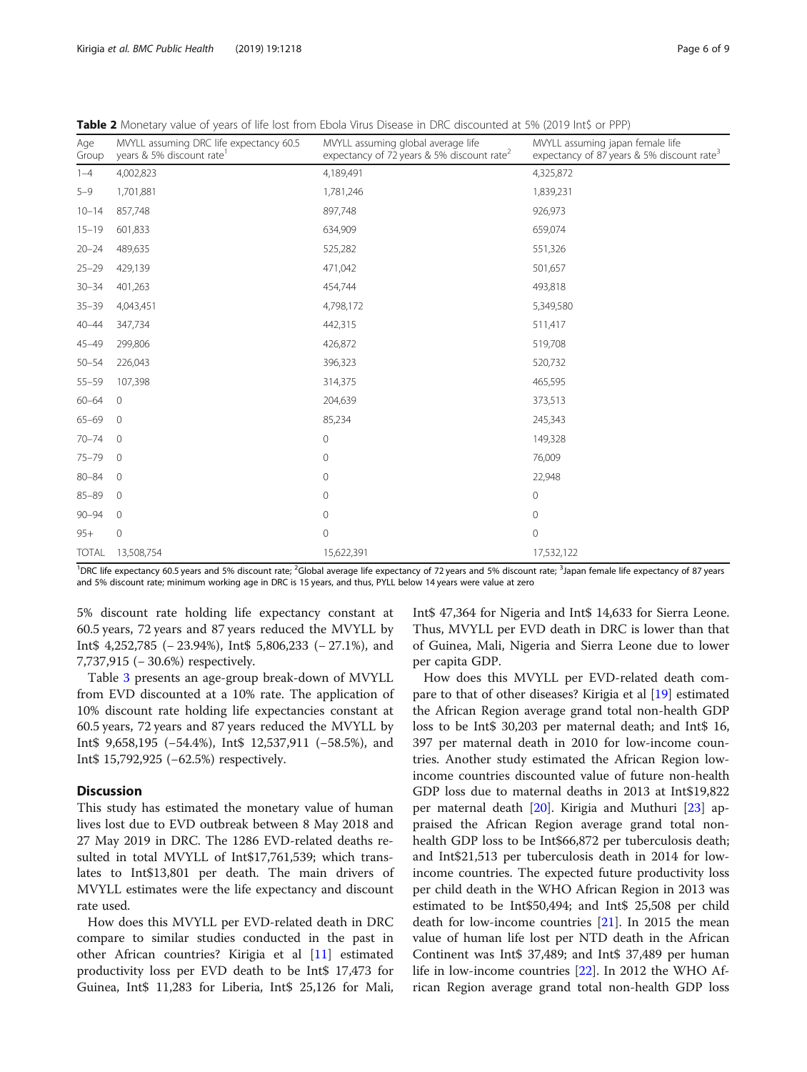**Table 2** Monetary value of years of life lost from Ebola Virus Disease in DRC discounted at 5% (2019 Int$ or PPP)

| Age Group | MVYLL assuming DRC life expectancy 60.5 years & 5% discount rate[1] | MVYLL assuming global average life expectancy of 72 years & 5% discount rate[2] | MVYLL assuming japan female life expectancy of 87 years & 5% discount rate[3] |
|---|---|---|---|
| 1–4 | 4,002,823 | 4,189,491 | 4,325,872 |
| 5–9 | 1,701,881 | 1,781,246 | 1,839,231 |
| 10–14 | 857,748 | 897,748 | 926,973 |
| 15–19 | 601,833 | 634,909 | 659,074 |
| 20–24 | 489,635 | 525,282 | 551,326 |
| 25–29 | 429,139 | 471,042 | 501,657 |
| 30–34 | 401,263 | 454,744 | 493,818 |
| 35–39 | 4,043,451 | 4,798,172 | 5,349,580 |
| 40–44 | 347,734 | 442,315 | 511,417 |
| 45–49 | 299,806 | 426,872 | 519,708 |
| 50–54 | 226,043 | 396,323 | 520,732 |
| 55–59 | 107,398 | 314,375 | 465,595 |
| 60–64 | 0 | 204,639 | 373,513 |
| 65–69 | 0 | 85,234 | 245,343 |
| 70–74 | 0 | 0 | 149,328 |
| 75–79 | 0 | 0 | 76,009 |
| 80–84 | 0 | 0 | 22,948 |
| 85–89 | 0 | 0 | 0 |
| 90–94 | 0 | 0 | 0 |
| 95+ | 0 | 0 | 0 |
| TOTAL | 13,508,754 | 15,622,391 | 17,532,122 |

[1]DRC life expectancy 60.5 years and 5% discount rate; [2]Global average life expectancy of 72 years and 5% discount rate; [3]Japan female life expectancy of 87 years and 5% discount rate; minimum working age in DRC is 15 years, and thus, PYLL below 14 years were value at zero

5% discount rate holding life expectancy constant at 60.5 years, 72 years and 87 years reduced the MVYLL by Int$ 4,252,785 (− 23.94%), Int$ 5,806,233 (− 27.1%), and 7,737,915 (− 30.6%) respectively.

Table 3 presents an age-group break-down of MVYLL from EVD discounted at a 10% rate. The application of 10% discount rate holding life expectancies constant at 60.5 years, 72 years and 87 years reduced the MVYLL by Int$ 9,658,195 (−54.4%), Int$ 12,537,911 (−58.5%), and Int$ 15,792,925 (−62.5%) respectively.

## Discussion

This study has estimated the monetary value of human lives lost due to EVD outbreak between 8 May 2018 and 27 May 2019 in DRC. The 1286 EVD-related deaths resulted in total MVYLL of Int$17,761,539; which translates to Int$13,801 per death. The main drivers of MVYLL estimates were the life expectancy and discount rate used.

How does this MVYLL per EVD-related death in DRC compare to similar studies conducted in the past in other African countries? Kirigia et al [11] estimated productivity loss per EVD death to be Int$ 17,473 for Guinea, Int$ 11,283 for Liberia, Int$ 25,126 for Mali, Int$ 47,364 for Nigeria and Int$ 14,633 for Sierra Leone. Thus, MVYLL per EVD death in DRC is lower than that of Guinea, Mali, Nigeria and Sierra Leone due to lower per capita GDP.

How does this MVYLL per EVD-related death compare to that of other diseases? Kirigia et al [19] estimated the African Region average grand total non-health GDP loss to be Int$ 30,203 per maternal death; and Int$ 16, 397 per maternal death in 2010 for low-income countries. Another study estimated the African Region low-income countries discounted value of future non-health GDP loss due to maternal deaths in 2013 at Int$19,822 per maternal death [20]. Kirigia and Muthuri [23] appraised the African Region average grand total non-health GDP loss to be Int$66,872 per tuberculosis death; and Int$21,513 per tuberculosis death in 2014 for low-income countries. The expected future productivity loss per child death in the WHO African Region in 2013 was estimated to be Int$50,494; and Int$ 25,508 per child death for low-income countries [21]. In 2015 the mean value of human life lost per NTD death in the African Continent was Int$ 37,489; and Int$ 37,489 per human life in low-income countries [22]. In 2012 the WHO African Region average grand total non-health GDP loss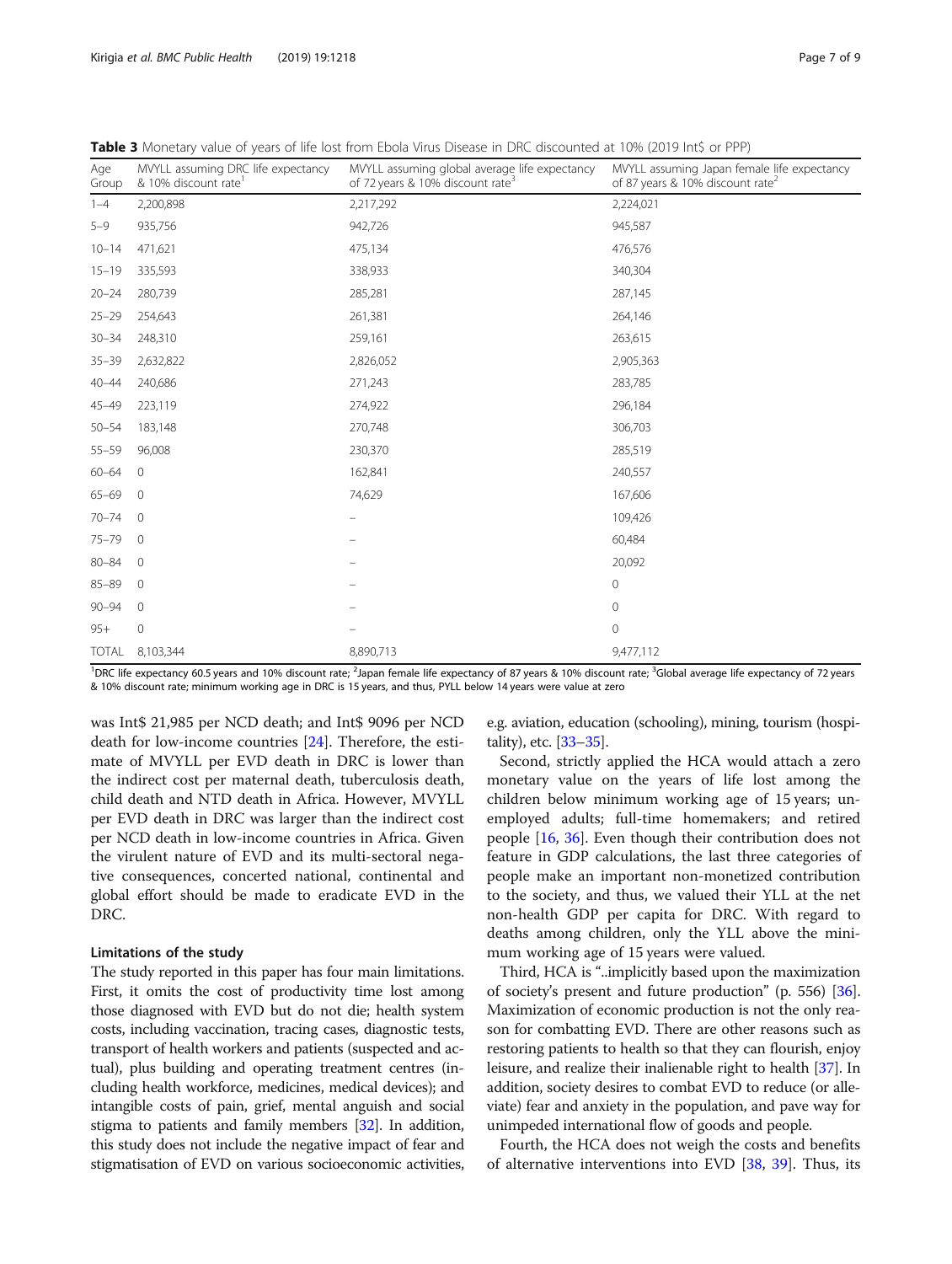**Table 3** Monetary value of years of life lost from Ebola Virus Disease in DRC discounted at 10% (2019 Int$ or PPP)

| Age Group | MVYLL assuming DRC life expectancy & 10% discount rate[1] | MVYLL assuming global average life expectancy of 72 years & 10% discount rate[3] | MVYLL assuming Japan female life expectancy of 87 years & 10% discount rate[2] |
|---|---|---|---|
| 1–4 | 2,200,898 | 2,217,292 | 2,224,021 |
| 5–9 | 935,756 | 942,726 | 945,587 |
| 10–14 | 471,621 | 475,134 | 476,576 |
| 15–19 | 335,593 | 338,933 | 340,304 |
| 20–24 | 280,739 | 285,281 | 287,145 |
| 25–29 | 254,643 | 261,381 | 264,146 |
| 30–34 | 248,310 | 259,161 | 263,615 |
| 35–39 | 2,632,822 | 2,826,052 | 2,905,363 |
| 40–44 | 240,686 | 271,243 | 283,785 |
| 45–49 | 223,119 | 274,922 | 296,184 |
| 50–54 | 183,148 | 270,748 | 306,703 |
| 55–59 | 96,008 | 230,370 | 285,519 |
| 60–64 | 0 | 162,841 | 240,557 |
| 65–69 | 0 | 74,629 | 167,606 |
| 70–74 | 0 | – | 109,426 |
| 75–79 | 0 | – | 60,484 |
| 80–84 | 0 | – | 20,092 |
| 85–89 | 0 | – | 0 |
| 90–94 | 0 | – | 0 |
| 95+ | 0 | – | 0 |
| TOTAL | 8,103,344 | 8,890,713 | 9,477,112 |

[1]DRC life expectancy 60.5 years and 10% discount rate; [2]Japan female life expectancy of 87 years & 10% discount rate; [3]Global average life expectancy of 72 years & 10% discount rate; minimum working age in DRC is 15 years, and thus, PYLL below 14 years were value at zero

was Int$ 21,985 per NCD death; and Int$ 9096 per NCD death for low-income countries [24]. Therefore, the estimate of MVYLL per EVD death in DRC is lower than the indirect cost per maternal death, tuberculosis death, child death and NTD death in Africa. However, MVYLL per EVD death in DRC was larger than the indirect cost per NCD death in low-income countries in Africa. Given the virulent nature of EVD and its multi-sectoral negative consequences, concerted national, continental and global effort should be made to eradicate EVD in the DRC.

### Limitations of the study

The study reported in this paper has four main limitations. First, it omits the cost of productivity time lost among those diagnosed with EVD but do not die; health system costs, including vaccination, tracing cases, diagnostic tests, transport of health workers and patients (suspected and actual), plus building and operating treatment centres (including health workforce, medicines, medical devices); and intangible costs of pain, grief, mental anguish and social stigma to patients and family members [32]. In addition, this study does not include the negative impact of fear and stigmatisation of EVD on various socioeconomic activities, e.g. aviation, education (schooling), mining, tourism (hospitality), etc. [33–35].

Second, strictly applied the HCA would attach a zero monetary value on the years of life lost among the children below minimum working age of 15 years; unemployed adults; full-time homemakers; and retired people [16, 36]. Even though their contribution does not feature in GDP calculations, the last three categories of people make an important non-monetized contribution to the society, and thus, we valued their YLL at the net non-health GDP per capita for DRC. With regard to deaths among children, only the YLL above the minimum working age of 15 years were valued.

Third, HCA is "..implicitly based upon the maximization of society's present and future production" (p. 556) [36]. Maximization of economic production is not the only reason for combatting EVD. There are other reasons such as restoring patients to health so that they can flourish, enjoy leisure, and realize their inalienable right to health [37]. In addition, society desires to combat EVD to reduce (or alleviate) fear and anxiety in the population, and pave way for unimpeded international flow of goods and people.

Fourth, the HCA does not weigh the costs and benefits of alternative interventions into EVD [38, 39]. Thus, its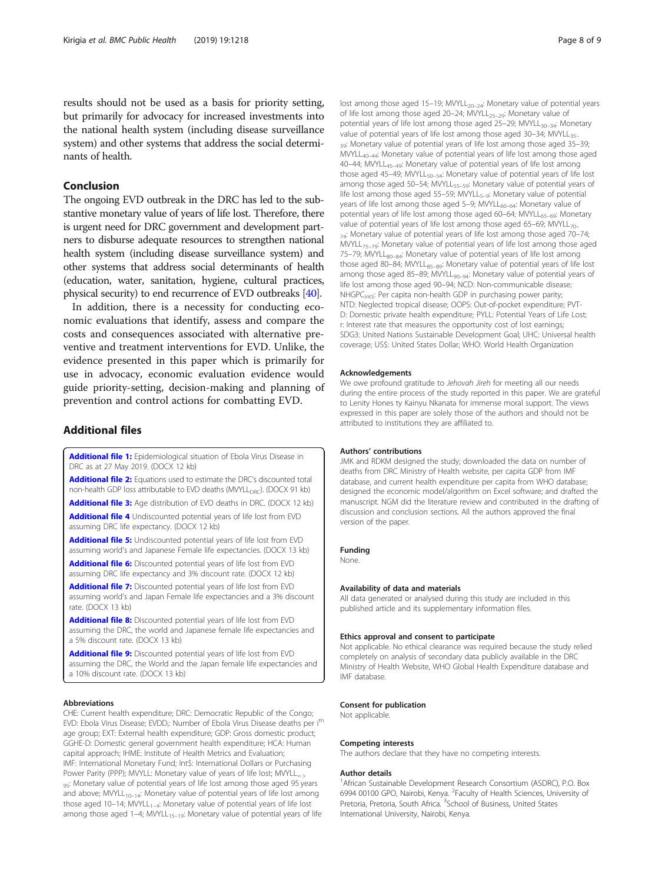results should not be used as a basis for priority setting, but primarily for advocacy for increased investments into the national health system (including disease surveillance system) and other systems that address the social determinants of health.

## Conclusion

The ongoing EVD outbreak in the DRC has led to the substantive monetary value of years of life lost. Therefore, there is urgent need for DRC government and development partners to disburse adequate resources to strengthen national health system (including disease surveillance system) and other systems that address social determinants of health (education, water, sanitation, hygiene, cultural practices, physical security) to end recurrence of EVD outbreaks [40].

In addition, there is a necessity for conducting economic evaluations that identify, assess and compare the costs and consequences associated with alternative preventive and treatment interventions for EVD. Unlike, the evidence presented in this paper which is primarily for use in advocacy, economic evaluation evidence would guide priority-setting, decision-making and planning of prevention and control actions for combatting EVD.

## Additional files

**Additional file 1:** Epidemiological situation of Ebola Virus Disease in DRC as at 27 May 2019. (DOCX 12 kb)

**Additional file 2:** Equations used to estimate the DRC's discounted total non-health GDP loss attributable to EVD deaths ($MVYLL_{DRC}$). (DOCX 91 kb)

**Additional file 3:** Age distribution of EVD deaths in DRC. (DOCX 12 kb)

**Additional file 4** Undiscounted potential years of life lost from EVD assuming DRC life expectancy. (DOCX 12 kb)

**Additional file 5:** Undiscounted potential years of life lost from EVD assuming world's and Japanese Female life expectancies. (DOCX 13 kb)

**Additional file 6:** Discounted potential years of life lost from EVD assuming DRC life expectancy and 3% discount rate. (DOCX 12 kb)

**Additional file 7:** Discounted potential years of life lost from EVD assuming world's and Japan Female life expectancies and a 3% discount rate. (DOCX 13 kb)

**Additional file 8:** Discounted potential years of life lost from EVD assuming the DRC, the World and Japanese female life expectancies and a 5% discount rate. (DOCX 13 kb)

**Additional file 9:** Discounted potential years of life lost from EVD assuming the DRC, the World and the Japan female life expectancies and a 10% discount rate. (DOCX 13 kb)

### Abbreviations

CHE: Current health expenditure; DRC: Democratic Republic of the Congo; EVD: Ebola Virus Disease; $EVDD_i$: Number of Ebola Virus Disease deaths per $i^{th}$ age group; EXT: External health expenditure; GDP: Gross domestic product; GGHE-D: Domestic general government health expenditure; HCA: Human capital approach; IHME: Institute of Health Metrics and Evaluation; IMF: International Monetary Fund; Int$: International Dollars or Purchasing Power Parity (PPP); MVYLL: Monetary value of years of life lost; $MVYLL_{=>95}$: Monetary value of potential years of life lost among those aged 95 years and above; $MVYLL_{10-14}$: Monetary value of potential years of life lost among those aged 10–14; $MVYLL_{1-4}$: Monetary value of potential years of life lost among those aged 1–4; $MVYLL_{15-19}$: Monetary value of potential years of life lost among those aged 15–19; $MVYLL_{20-24}$: Monetary value of potential years of life lost among those aged 20–24; $MVYLL_{25-29}$: Monetary value of potential years of life lost among those aged 25–29; $MVYLL_{30-34}$: Monetary value of potential years of life lost among those aged 30–34; $MVYLL_{35-39}$: Monetary value of potential years of life lost among those aged 35–39; $MVYLL_{40-44}$: Monetary value of potential years of life lost among those aged 40–44; $MVYLL_{45-49}$: Monetary value of potential years of life lost among those aged 45–49; $MVYLL_{50-54}$: Monetary value of potential years of life lost among those aged 50–54; $MVYLL_{55-59}$: Monetary value of potential years of life lost among those aged 55–59; $MVYLL_{5-9}$: Monetary value of potential years of life lost among those aged 5–9; $MVYLL_{60-64}$: Monetary value of potential years of life lost among those aged 60–64; $MVYLL_{65-69}$: Monetary value of potential years of life lost among those aged 65–69; $MVYLL_{70-74}$: Monetary value of potential years of life lost among those aged 70–74; $MVYLL_{75-79}$: Monetary value of potential years of life lost among those aged 75–79; $MVYLL_{80-84}$: Monetary value of potential years of life lost among those aged 80–84; $MVYLL_{85-89}$: Monetary value of potential years of life lost among those aged 85–89; $MVYLL_{90-94}$: Monetary value of potential years of life lost among those aged 90–94; NCD: Non-communicable disease; $NHGPC_{Int\$}$: Per capita non-health GDP in purchasing power parity; NTD: Neglected tropical disease; OOPS: Out-of-pocket expenditure; PVT-D: Domestic private health expenditure; PYLL: Potential Years of Life Lost; r: Interest rate that measures the opportunity cost of lost earnings; SDG3: United Nations Sustainable Development Goal; UHC: Universal health coverage; US$: United States Dollar; WHO: World Health Organization

### Acknowledgements

We owe profound gratitude to *Jehovah Jireh* for meeting all our needs during the entire process of the study reported in this paper. We are grateful to Lenity Hones ty Kainyu Nkanata for immense moral support. The views expressed in this paper are solely those of the authors and should not be attributed to institutions they are affiliated to.

### Authors' contributions

JMK and RDKM designed the study; downloaded the data on number of deaths from DRC Ministry of Health website, per capita GDP from IMF database, and current health expenditure per capita from WHO database; designed the economic model/algorithm on Excel software; and drafted the manuscript. NGM did the literature review and contributed in the drafting of discussion and conclusion sections. All the authors approved the final version of the paper.

### Funding

None.

### Availability of data and materials

All data generated or analysed during this study are included in this published article and its supplementary information files.

### Ethics approval and consent to participate

Not applicable. No ethical clearance was required because the study relied completely on analysis of secondary data publicly available in the DRC Ministry of Health Website, WHO Global Health Expenditure database and IMF database.

### Consent for publication

Not applicable.

### Competing interests

The authors declare that they have no competing interests.

### Author details

[1]African Sustainable Development Research Consortium (ASDRC), P.O. Box 6994 00100 GPO, Nairobi, Kenya. [2]Faculty of Health Sciences, University of Pretoria, Pretoria, South Africa. [3]School of Business, United States International University, Nairobi, Kenya.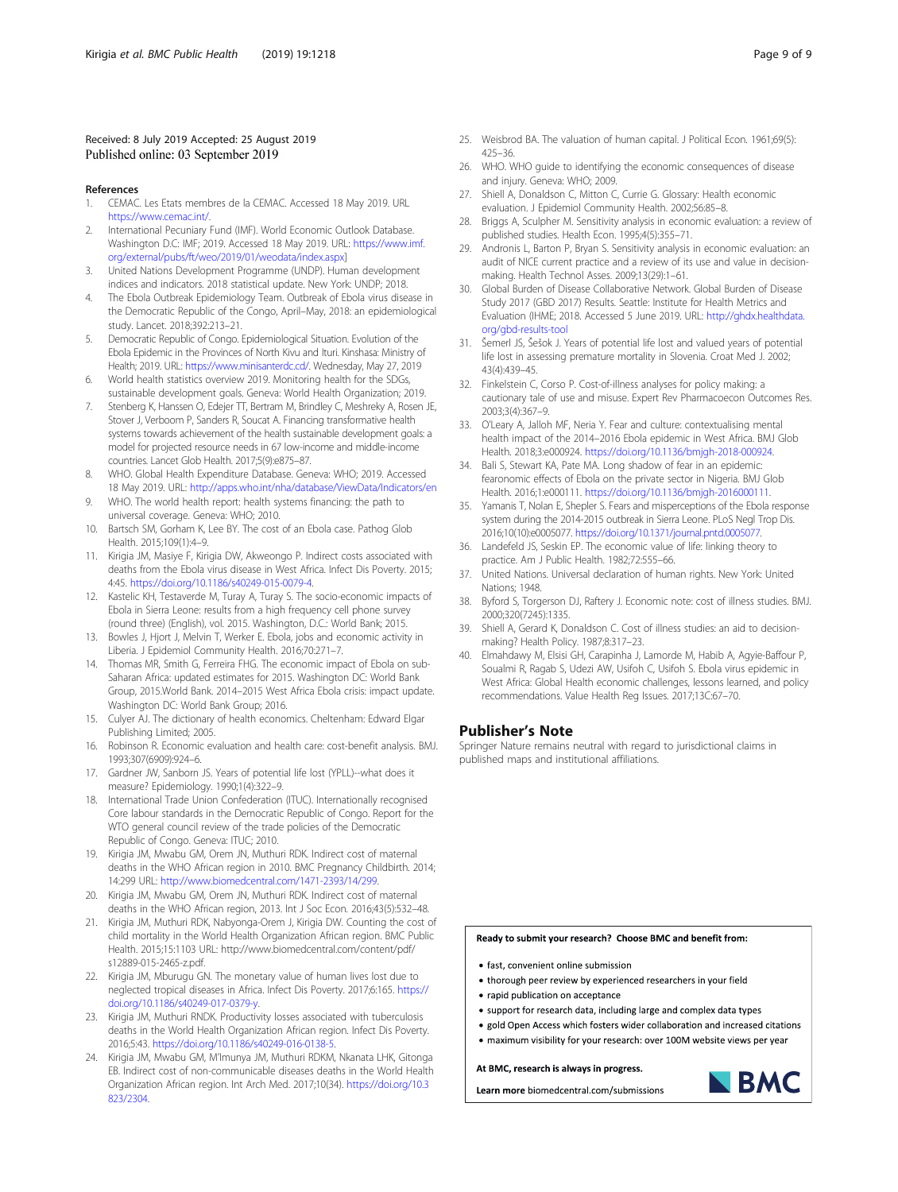Received: 8 July 2019 Accepted: 25 August 2019
Published online: 03 September 2019

## References

1. CEMAC. Les Etats membres de la CEMAC. Accessed 18 May 2019. URL https://www.cemac.int/.
2. International Pecuniary Fund (IMF). World Economic Outlook Database. Washington D.C: IMF; 2019. Accessed 18 May 2019. URL: https://www.imf.org/external/pubs/ft/weo/2019/01/weodata/index.aspx]
3. United Nations Development Programme (UNDP). Human development indices and indicators. 2018 statistical update. New York: UNDP; 2018.
4. The Ebola Outbreak Epidemiology Team. Outbreak of Ebola virus disease in the Democratic Republic of the Congo, April–May, 2018: an epidemiological study. Lancet. 2018;392:213–21.
5. Democratic Republic of Congo. Epidemiological Situation. Evolution of the Ebola Epidemic in the Provinces of North Kivu and Ituri. Kinshasa: Ministry of Health; 2019. URL: https://www.minisanterdc.cd/. Wednesday, May 27, 2019
6. World health statistics overview 2019. Monitoring health for the SDGs, sustainable development goals. Geneva: World Health Organization; 2019.
7. Stenberg K, Hanssen O, Edejer TT, Bertram M, Brindley C, Meshreky A, Rosen JE, Stover J, Verboom P, Sanders R, Soucat A. Financing transformative health systems towards achievement of the health sustainable development goals: a model for projected resource needs in 67 low-income and middle-income countries. Lancet Glob Health. 2017;5(9):e875–87.
8. WHO. Global Health Expenditure Database. Geneva: WHO; 2019. Accessed 18 May 2019. URL: http://apps.who.int/nha/database/ViewData/Indicators/en
9. WHO. The world health report: health systems financing: the path to universal coverage. Geneva: WHO; 2010.
10. Bartsch SM, Gorham K, Lee BY. The cost of an Ebola case. Pathog Glob Health. 2015;109(1):4–9.
11. Kirigia JM, Masiye F, Kirigia DW, Akweongo P. Indirect costs associated with deaths from the Ebola virus disease in West Africa. Infect Dis Poverty. 2015; 4:45. https://doi.org/10.1186/s40249-015-0079-4.
12. Kastelic KH, Testaverde M, Turay A, Turay S. The socio-economic impacts of Ebola in Sierra Leone: results from a high frequency cell phone survey (round three) (English), vol. 2015. Washington, D.C.: World Bank; 2015.
13. Bowles J, Hjort J, Melvin T, Werker E. Ebola, jobs and economic activity in Liberia. J Epidemiol Community Health. 2016;70:271–7.
14. Thomas MR, Smith G, Ferreira FHG. The economic impact of Ebola on sub-Saharan Africa: updated estimates for 2015. Washington DC: World Bank Group, 2015.World Bank. 2014–2015 West Africa Ebola crisis: impact update. Washington DC: World Bank Group; 2016.
15. Culyer AJ. The dictionary of health economics. Cheltenham: Edward Elgar Publishing Limited; 2005.
16. Robinson R. Economic evaluation and health care: cost-benefit analysis. BMJ. 1993;307(6909):924–6.
17. Gardner JW, Sanborn JS. Years of potential life lost (YPLL)--what does it measure? Epidemiology. 1990;1(4):322–9.
18. International Trade Union Confederation (ITUC). Internationally recognised Core labour standards in the Democratic Republic of Congo. Report for the WTO general council review of the trade policies of the Democratic Republic of Congo. Geneva: ITUC; 2010.
19. Kirigia JM, Mwabu GM, Orem JN, Muthuri RDK. Indirect cost of maternal deaths in the WHO African region in 2010. BMC Pregnancy Childbirth. 2014; 14:299 URL: http://www.biomedcentral.com/1471-2393/14/299.
20. Kirigia JM, Mwabu GM, Orem JN, Muthuri RDK. Indirect cost of maternal deaths in the WHO African region, 2013. Int J Soc Econ. 2016;43(5):532–48.
21. Kirigia JM, Muthuri RDK, Nabyonga-Orem J, Kirigia DW. Counting the cost of child mortality in the World Health Organization African region. BMC Public Health. 2015;15:1103 URL: http://www.biomedcentral.com/content/pdf/s12889-015-2465-z.pdf.
22. Kirigia JM, Mburugu GN. The monetary value of human lives lost due to neglected tropical diseases in Africa. Infect Dis Poverty. 2017;6:165. https://doi.org/10.1186/s40249-017-0379-y.
23. Kirigia JM, Muthuri RNDK. Productivity losses associated with tuberculosis deaths in the World Health Organization African region. Infect Dis Poverty. 2016;5:43. https://doi.org/10.1186/s40249-016-0138-5.
24. Kirigia JM, Mwabu GM, M'Imunya JM, Muthuri RDKM, Nkanata LHK, Gitonga EB. Indirect cost of non-communicable diseases deaths in the World Health Organization African region. Int Arch Med. 2017;10(34). https://doi.org/10.3823/2304.
25. Weisbrod BA. The valuation of human capital. J Political Econ. 1961;69(5):425–36.
26. WHO. WHO guide to identifying the economic consequences of disease and injury. Geneva: WHO; 2009.
27. Shiell A, Donaldson C, Mitton C, Currie G. Glossary: Health economic evaluation. J Epidemiol Community Health. 2002;56:85–8.
28. Briggs A, Sculpher M. Sensitivity analysis in economic evaluation: a review of published studies. Health Econ. 1995;4(5):355–71.
29. Andronis L, Barton P, Bryan S. Sensitivity analysis in economic evaluation: an audit of NICE current practice and a review of its use and value in decision-making. Health Technol Asses. 2009;13(29):1–61.
30. Global Burden of Disease Collaborative Network. Global Burden of Disease Study 2017 (GBD 2017) Results. Seattle: Institute for Health Metrics and Evaluation (IHME; 2018. Accessed 5 June 2019. URL: http://ghdx.healthdata.org/gbd-results-tool
31. Šemerl JS, Šešok J. Years of potential life lost and valued years of potential life lost in assessing premature mortality in Slovenia. Croat Med J. 2002; 43(4):439–45.
32. Finkelstein C, Corso P. Cost-of-illness analyses for policy making: a cautionary tale of use and misuse. Expert Rev Pharmacoecon Outcomes Res. 2003;3(4):367–9.
33. O'Leary A, Jalloh MF, Neria Y. Fear and culture: contextualising mental health impact of the 2014–2016 Ebola epidemic in West Africa. BMJ Glob Health. 2018;3:e000924. https://doi.org/10.1136/bmjgh-2018-000924.
34. Bali S, Stewart KA, Pate MA. Long shadow of fear in an epidemic: fearonomic effects of Ebola on the private sector in Nigeria. BMJ Glob Health. 2016;1:e000111. https://doi.org/10.1136/bmjgh-2016000111.
35. Yamanis T, Nolan E, Shepler S. Fears and misperceptions of the Ebola response system during the 2014-2015 outbreak in Sierra Leone. PLoS Negl Trop Dis. 2016;10(10):e0005077. https://doi.org/10.1371/journal.pntd.0005077.
36. Landefeld JS, Seskin EP. The economic value of life: linking theory to practice. Am J Public Health. 1982;72:555–66.
37. United Nations. Universal declaration of human rights. New York: United Nations; 1948.
38. Byford S, Torgerson DJ, Raftery J. Economic note: cost of illness studies. BMJ. 2000;320(7245):1335.
39. Shiell A, Gerard K, Donaldson C. Cost of illness studies: an aid to decision-making? Health Policy. 1987;8:317–23.
40. Elmahdawy M, Elsisi GH, Carapinha J, Lamorde M, Habib A, Agyie-Baffour P, Soualmi R, Ragab S, Udezi AW, Usifoh C, Usifoh S. Ebola virus epidemic in West Africa: Global Health economic challenges, lessons learned, and policy recommendations. Value Health Reg Issues. 2017;13C:67–70.

## Publisher's Note

Springer Nature remains neutral with regard to jurisdictional claims in published maps and institutional affiliations.